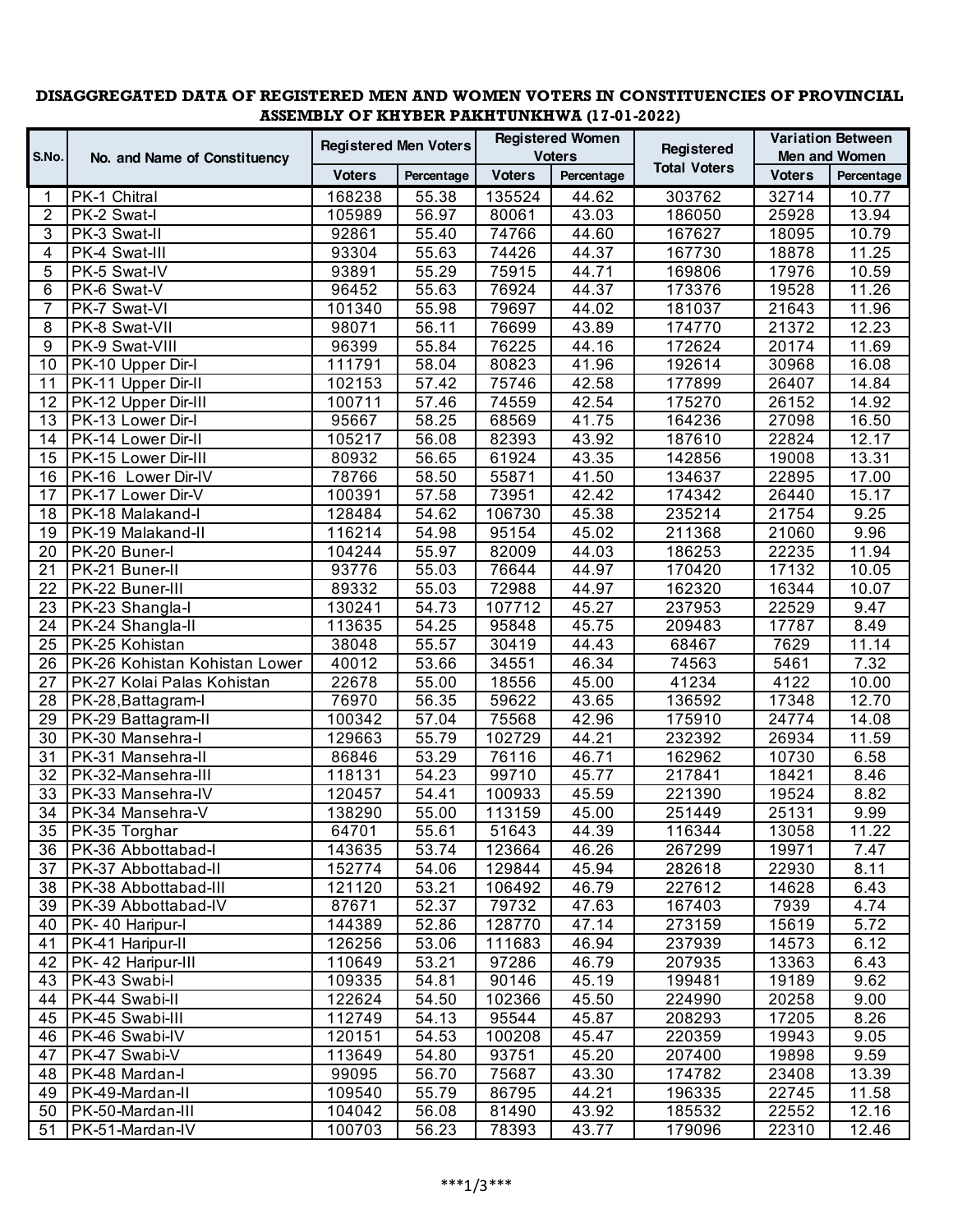**DISAGGREGATED DATA OF REGISTERED MEN AND WOMEN VOTERS IN CONSTITUENCIES OF PROVINCIAL ASSEMBLY OF KHYBER PAKHTUNKHWA (17-01-2022)**

| S.No. | No. and Name of Constituency | Registered Men Voters | | Registered Women Voters | | Registered Total Voters | Variation Between Men and Women | |
|---|---|---|---|---|---|---|---|---|
| | | Voters | Percentage | Voters | Percentage | | Voters | Percentage |
| 1 | PK-1 Chitral | 168238 | 55.38 | 135524 | 44.62 | 303762 | 32714 | 10.77 |
| 2 | PK-2 Swat-I | 105989 | 56.97 | 80061 | 43.03 | 186050 | 25928 | 13.94 |
| 3 | PK-3 Swat-II | 92861 | 55.40 | 74766 | 44.60 | 167627 | 18095 | 10.79 |
| 4 | PK-4 Swat-III | 93304 | 55.63 | 74426 | 44.37 | 167730 | 18878 | 11.25 |
| 5 | PK-5 Swat-IV | 93891 | 55.29 | 75915 | 44.71 | 169806 | 17976 | 10.59 |
| 6 | PK-6 Swat-V | 96452 | 55.63 | 76924 | 44.37 | 173376 | 19528 | 11.26 |
| 7 | PK-7 Swat-VI | 101340 | 55.98 | 79697 | 44.02 | 181037 | 21643 | 11.96 |
| 8 | PK-8 Swat-VII | 98071 | 56.11 | 76699 | 43.89 | 174770 | 21372 | 12.23 |
| 9 | PK-9 Swat-VIII | 96399 | 55.84 | 76225 | 44.16 | 172624 | 20174 | 11.69 |
| 10 | PK-10 Upper Dir-I | 111791 | 58.04 | 80823 | 41.96 | 192614 | 30968 | 16.08 |
| 11 | PK-11 Upper Dir-II | 102153 | 57.42 | 75746 | 42.58 | 177899 | 26407 | 14.84 |
| 12 | PK-12 Upper Dir-III | 100711 | 57.46 | 74559 | 42.54 | 175270 | 26152 | 14.92 |
| 13 | PK-13 Lower Dir-I | 95667 | 58.25 | 68569 | 41.75 | 164236 | 27098 | 16.50 |
| 14 | PK-14 Lower Dir-II | 105217 | 56.08 | 82393 | 43.92 | 187610 | 22824 | 12.17 |
| 15 | PK-15 Lower Dir-III | 80932 | 56.65 | 61924 | 43.35 | 142856 | 19008 | 13.31 |
| 16 | PK-16 Lower Dir-IV | 78766 | 58.50 | 55871 | 41.50 | 134637 | 22895 | 17.00 |
| 17 | PK-17 Lower Dir-V | 100391 | 57.58 | 73951 | 42.42 | 174342 | 26440 | 15.17 |
| 18 | PK-18 Malakand-I | 128484 | 54.62 | 106730 | 45.38 | 235214 | 21754 | 9.25 |
| 19 | PK-19 Malakand-II | 116214 | 54.98 | 95154 | 45.02 | 211368 | 21060 | 9.96 |
| 20 | PK-20 Buner-I | 104244 | 55.97 | 82009 | 44.03 | 186253 | 22235 | 11.94 |
| 21 | PK-21 Buner-II | 93776 | 55.03 | 76644 | 44.97 | 170420 | 17132 | 10.05 |
| 22 | PK-22 Buner-III | 89332 | 55.03 | 72988 | 44.97 | 162320 | 16344 | 10.07 |
| 23 | PK-23 Shangla-I | 130241 | 54.73 | 107712 | 45.27 | 237953 | 22529 | 9.47 |
| 24 | PK-24 Shangla-II | 113635 | 54.25 | 95848 | 45.75 | 209483 | 17787 | 8.49 |
| 25 | PK-25 Kohistan | 38048 | 55.57 | 30419 | 44.43 | 68467 | 7629 | 11.14 |
| 26 | PK-26 Kohistan Kohistan Lower | 40012 | 53.66 | 34551 | 46.34 | 74563 | 5461 | 7.32 |
| 27 | PK-27 Kolai Palas Kohistan | 22678 | 55.00 | 18556 | 45.00 | 41234 | 4122 | 10.00 |
| 28 | PK-28,Battagram-I | 76970 | 56.35 | 59622 | 43.65 | 136592 | 17348 | 12.70 |
| 29 | PK-29 Battagram-II | 100342 | 57.04 | 75568 | 42.96 | 175910 | 24774 | 14.08 |
| 30 | PK-30 Mansehra-I | 129663 | 55.79 | 102729 | 44.21 | 232392 | 26934 | 11.59 |
| 31 | PK-31 Mansehra-II | 86846 | 53.29 | 76116 | 46.71 | 162962 | 10730 | 6.58 |
| 32 | PK-32-Mansehra-III | 118131 | 54.23 | 99710 | 45.77 | 217841 | 18421 | 8.46 |
| 33 | PK-33 Mansehra-IV | 120457 | 54.41 | 100933 | 45.59 | 221390 | 19524 | 8.82 |
| 34 | PK-34 Mansehra-V | 138290 | 55.00 | 113159 | 45.00 | 251449 | 25131 | 9.99 |
| 35 | PK-35 Torghar | 64701 | 55.61 | 51643 | 44.39 | 116344 | 13058 | 11.22 |
| 36 | PK-36 Abbottabad-I | 143635 | 53.74 | 123664 | 46.26 | 267299 | 19971 | 7.47 |
| 37 | PK-37 Abbottabad-II | 152774 | 54.06 | 129844 | 45.94 | 282618 | 22930 | 8.11 |
| 38 | PK-38 Abbottabad-III | 121120 | 53.21 | 106492 | 46.79 | 227612 | 14628 | 6.43 |
| 39 | PK-39 Abbottabad-IV | 87671 | 52.37 | 79732 | 47.63 | 167403 | 7939 | 4.74 |
| 40 | PK- 40 Haripur-I | 144389 | 52.86 | 128770 | 47.14 | 273159 | 15619 | 5.72 |
| 41 | PK-41 Haripur-II | 126256 | 53.06 | 111683 | 46.94 | 237939 | 14573 | 6.12 |
| 42 | PK- 42 Haripur-III | 110649 | 53.21 | 97286 | 46.79 | 207935 | 13363 | 6.43 |
| 43 | PK-43 Swabi-I | 109335 | 54.81 | 90146 | 45.19 | 199481 | 19189 | 9.62 |
| 44 | PK-44 Swabi-II | 122624 | 54.50 | 102366 | 45.50 | 224990 | 20258 | 9.00 |
| 45 | PK-45 Swabi-III | 112749 | 54.13 | 95544 | 45.87 | 208293 | 17205 | 8.26 |
| 46 | PK-46 Swabi-IV | 120151 | 54.53 | 100208 | 45.47 | 220359 | 19943 | 9.05 |
| 47 | PK-47 Swabi-V | 113649 | 54.80 | 93751 | 45.20 | 207400 | 19898 | 9.59 |
| 48 | PK-48 Mardan-I | 99095 | 56.70 | 75687 | 43.30 | 174782 | 23408 | 13.39 |
| 49 | PK-49-Mardan-II | 109540 | 55.79 | 86795 | 44.21 | 196335 | 22745 | 11.58 |
| 50 | PK-50-Mardan-III | 104042 | 56.08 | 81490 | 43.92 | 185532 | 22552 | 12.16 |
| 51 | PK-51-Mardan-IV | 100703 | 56.23 | 78393 | 43.77 | 179096 | 22310 | 12.46 |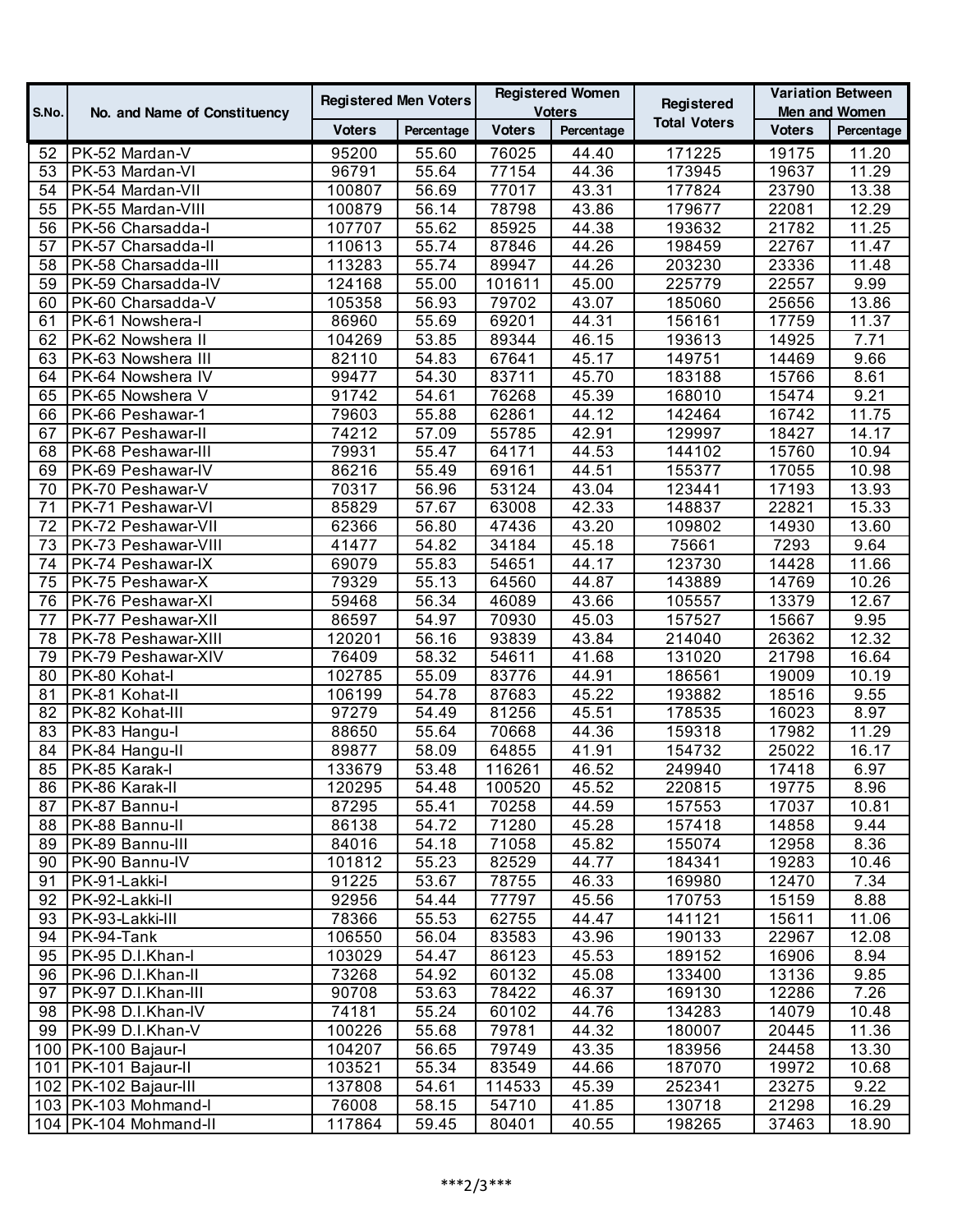| S.No. | No. and Name of Constituency | Registered Men Voters | | Registered Women Voters | | Registered Total Voters | Variation Between Men and Women | |
|---|---|---|---|---|---|---|---|---|
| | | Voters | Percentage | Voters | Percentage | | Voters | Percentage |
| 52 | PK-52 Mardan-V | 95200 | 55.60 | 76025 | 44.40 | 171225 | 19175 | 11.20 |
| 53 | PK-53 Mardan-VI | 96791 | 55.64 | 77154 | 44.36 | 173945 | 19637 | 11.29 |
| 54 | PK-54 Mardan-VII | 100807 | 56.69 | 77017 | 43.31 | 177824 | 23790 | 13.38 |
| 55 | PK-55 Mardan-VIII | 100879 | 56.14 | 78798 | 43.86 | 179677 | 22081 | 12.29 |
| 56 | PK-56 Charsadda-I | 107707 | 55.62 | 85925 | 44.38 | 193632 | 21782 | 11.25 |
| 57 | PK-57 Charsadda-II | 110613 | 55.74 | 87846 | 44.26 | 198459 | 22767 | 11.47 |
| 58 | PK-58 Charsadda-III | 113283 | 55.74 | 89947 | 44.26 | 203230 | 23336 | 11.48 |
| 59 | PK-59 Charsadda-IV | 124168 | 55.00 | 101611 | 45.00 | 225779 | 22557 | 9.99 |
| 60 | PK-60 Charsadda-V | 105358 | 56.93 | 79702 | 43.07 | 185060 | 25656 | 13.86 |
| 61 | PK-61 Nowshera-I | 86960 | 55.69 | 69201 | 44.31 | 156161 | 17759 | 11.37 |
| 62 | PK-62 Nowshera II | 104269 | 53.85 | 89344 | 46.15 | 193613 | 14925 | 7.71 |
| 63 | PK-63 Nowshera III | 82110 | 54.83 | 67641 | 45.17 | 149751 | 14469 | 9.66 |
| 64 | PK-64 Nowshera IV | 99477 | 54.30 | 83711 | 45.70 | 183188 | 15766 | 8.61 |
| 65 | PK-65 Nowshera V | 91742 | 54.61 | 76268 | 45.39 | 168010 | 15474 | 9.21 |
| 66 | PK-66 Peshawar-1 | 79603 | 55.88 | 62861 | 44.12 | 142464 | 16742 | 11.75 |
| 67 | PK-67 Peshawar-II | 74212 | 57.09 | 55785 | 42.91 | 129997 | 18427 | 14.17 |
| 68 | PK-68 Peshawar-III | 79931 | 55.47 | 64171 | 44.53 | 144102 | 15760 | 10.94 |
| 69 | PK-69 Peshawar-IV | 86216 | 55.49 | 69161 | 44.51 | 155377 | 17055 | 10.98 |
| 70 | PK-70 Peshawar-V | 70317 | 56.96 | 53124 | 43.04 | 123441 | 17193 | 13.93 |
| 71 | PK-71 Peshawar-VI | 85829 | 57.67 | 63008 | 42.33 | 148837 | 22821 | 15.33 |
| 72 | PK-72 Peshawar-VII | 62366 | 56.80 | 47436 | 43.20 | 109802 | 14930 | 13.60 |
| 73 | PK-73 Peshawar-VIII | 41477 | 54.82 | 34184 | 45.18 | 75661 | 7293 | 9.64 |
| 74 | PK-74 Peshawar-IX | 69079 | 55.83 | 54651 | 44.17 | 123730 | 14428 | 11.66 |
| 75 | PK-75 Peshawar-X | 79329 | 55.13 | 64560 | 44.87 | 143889 | 14769 | 10.26 |
| 76 | PK-76 Peshawar-XI | 59468 | 56.34 | 46089 | 43.66 | 105557 | 13379 | 12.67 |
| 77 | PK-77 Peshawar-XII | 86597 | 54.97 | 70930 | 45.03 | 157527 | 15667 | 9.95 |
| 78 | PK-78 Peshawar-XIII | 120201 | 56.16 | 93839 | 43.84 | 214040 | 26362 | 12.32 |
| 79 | PK-79 Peshawar-XIV | 76409 | 58.32 | 54611 | 41.68 | 131020 | 21798 | 16.64 |
| 80 | PK-80 Kohat-I | 102785 | 55.09 | 83776 | 44.91 | 186561 | 19009 | 10.19 |
| 81 | PK-81 Kohat-II | 106199 | 54.78 | 87683 | 45.22 | 193882 | 18516 | 9.55 |
| 82 | PK-82 Kohat-III | 97279 | 54.49 | 81256 | 45.51 | 178535 | 16023 | 8.97 |
| 83 | PK-83 Hangu-I | 88650 | 55.64 | 70668 | 44.36 | 159318 | 17982 | 11.29 |
| 84 | PK-84 Hangu-II | 89877 | 58.09 | 64855 | 41.91 | 154732 | 25022 | 16.17 |
| 85 | PK-85 Karak-I | 133679 | 53.48 | 116261 | 46.52 | 249940 | 17418 | 6.97 |
| 86 | PK-86 Karak-II | 120295 | 54.48 | 100520 | 45.52 | 220815 | 19775 | 8.96 |
| 87 | PK-87 Bannu-I | 87295 | 55.41 | 70258 | 44.59 | 157553 | 17037 | 10.81 |
| 88 | PK-88 Bannu-II | 86138 | 54.72 | 71280 | 45.28 | 157418 | 14858 | 9.44 |
| 89 | PK-89 Bannu-III | 84016 | 54.18 | 71058 | 45.82 | 155074 | 12958 | 8.36 |
| 90 | PK-90 Bannu-IV | 101812 | 55.23 | 82529 | 44.77 | 184341 | 19283 | 10.46 |
| 91 | PK-91-Lakki-I | 91225 | 53.67 | 78755 | 46.33 | 169980 | 12470 | 7.34 |
| 92 | PK-92-Lakki-II | 92956 | 54.44 | 77797 | 45.56 | 170753 | 15159 | 8.88 |
| 93 | PK-93-Lakki-III | 78366 | 55.53 | 62755 | 44.47 | 141121 | 15611 | 11.06 |
| 94 | PK-94-Tank | 106550 | 56.04 | 83583 | 43.96 | 190133 | 22967 | 12.08 |
| 95 | PK-95 D.I.Khan-I | 103029 | 54.47 | 86123 | 45.53 | 189152 | 16906 | 8.94 |
| 96 | PK-96 D.I.Khan-II | 73268 | 54.92 | 60132 | 45.08 | 133400 | 13136 | 9.85 |
| 97 | PK-97 D.I.Khan-III | 90708 | 53.63 | 78422 | 46.37 | 169130 | 12286 | 7.26 |
| 98 | PK-98 D.I.Khan-IV | 74181 | 55.24 | 60102 | 44.76 | 134283 | 14079 | 10.48 |
| 99 | PK-99 D.I.Khan-V | 100226 | 55.68 | 79781 | 44.32 | 180007 | 20445 | 11.36 |
| 100 | PK-100 Bajaur-I | 104207 | 56.65 | 79749 | 43.35 | 183956 | 24458 | 13.30 |
| 101 | PK-101 Bajaur-II | 103521 | 55.34 | 83549 | 44.66 | 187070 | 19972 | 10.68 |
| 102 | PK-102 Bajaur-III | 137808 | 54.61 | 114533 | 45.39 | 252341 | 23275 | 9.22 |
| 103 | PK-103 Mohmand-I | 76008 | 58.15 | 54710 | 41.85 | 130718 | 21298 | 16.29 |
| 104 | PK-104 Mohmand-II | 117864 | 59.45 | 80401 | 40.55 | 198265 | 37463 | 18.90 |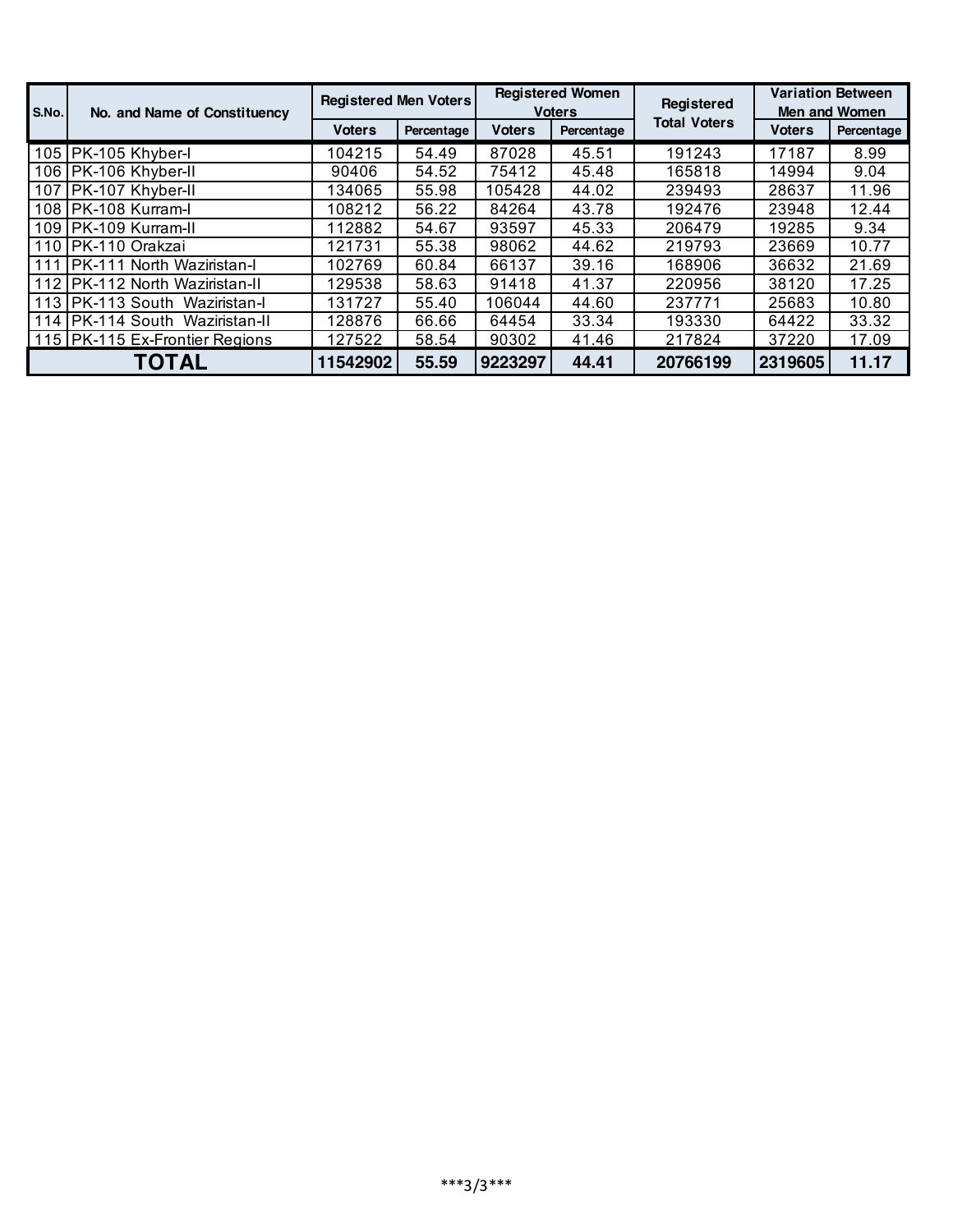| S.No. | No. and Name of Constituency | Registered Men Voters | | Registered Women Voters | | Registered Total Voters | Variation Between Men and Women | |
|---|---|---|---|---|---|---|---|---|
| | | Voters | Percentage | Voters | Percentage | | Voters | Percentage |
| 105 | PK-105 Khyber-I | 104215 | 54.49 | 87028 | 45.51 | 191243 | 17187 | 8.99 |
| 106 | PK-106 Khyber-II | 90406 | 54.52 | 75412 | 45.48 | 165818 | 14994 | 9.04 |
| 107 | PK-107 Khyber-II | 134065 | 55.98 | 105428 | 44.02 | 239493 | 28637 | 11.96 |
| 108 | PK-108 Kurram-I | 108212 | 56.22 | 84264 | 43.78 | 192476 | 23948 | 12.44 |
| 109 | PK-109 Kurram-II | 112882 | 54.67 | 93597 | 45.33 | 206479 | 19285 | 9.34 |
| 110 | PK-110 Orakzai | 121731 | 55.38 | 98062 | 44.62 | 219793 | 23669 | 10.77 |
| 111 | PK-111 North Waziristan-I | 102769 | 60.84 | 66137 | 39.16 | 168906 | 36632 | 21.69 |
| 112 | PK-112 North Waziristan-II | 129538 | 58.63 | 91418 | 41.37 | 220956 | 38120 | 17.25 |
| 113 | PK-113 South Waziristan-I | 131727 | 55.40 | 106044 | 44.60 | 237771 | 25683 | 10.80 |
| 114 | PK-114 South Waziristan-II | 128876 | 66.66 | 64454 | 33.34 | 193330 | 64422 | 33.32 |
| 115 | PK-115 Ex-Frontier Regions | 127522 | 58.54 | 90302 | 41.46 | 217824 | 37220 | 17.09 |
| **TOTAL** | | **11542902** | **55.59** | **9223297** | **44.41** | **20766199** | **2319605** | **11.17** |

***3/3***